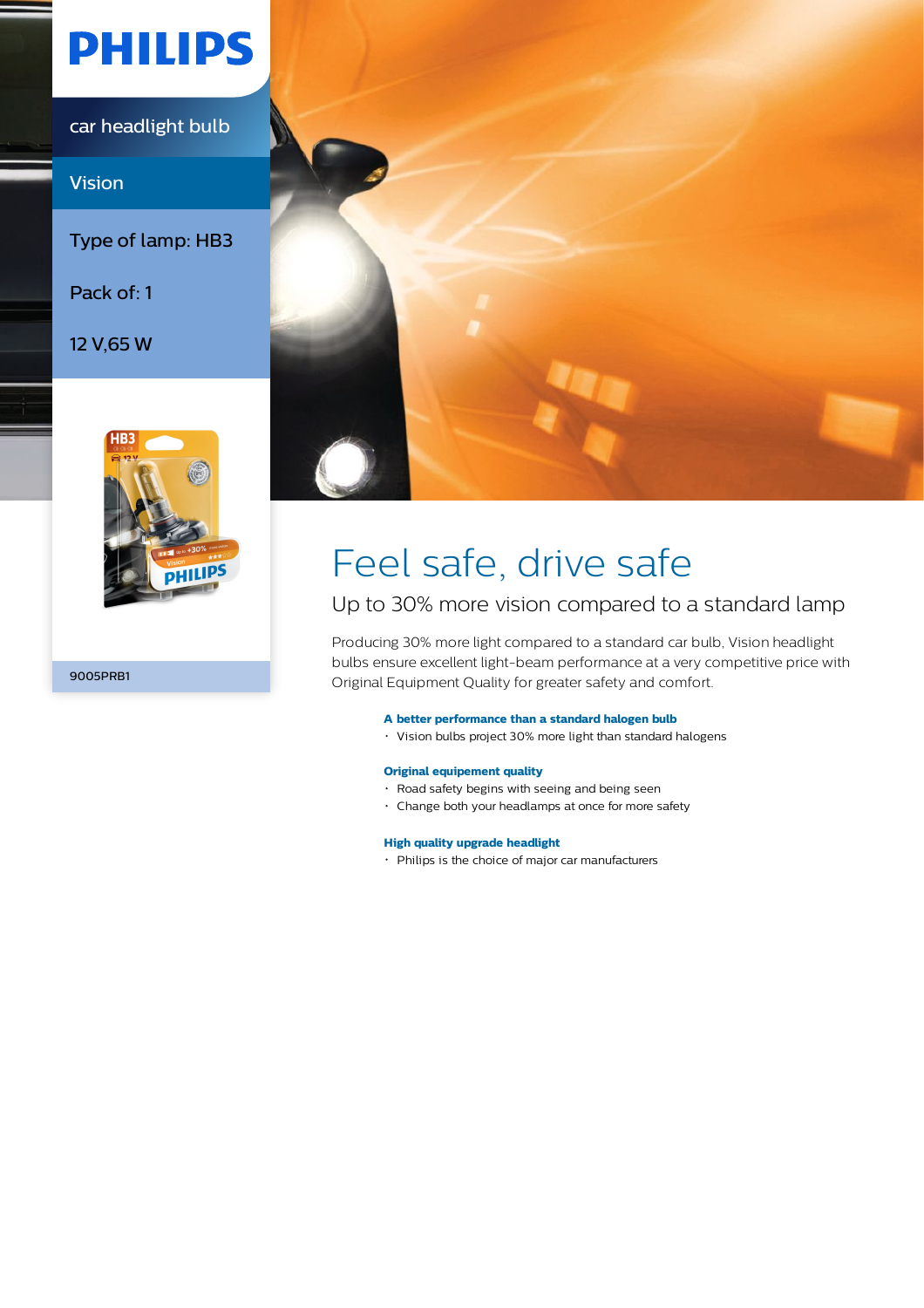# PHILIPS

car headlight bulb

Vision

Type of lamp: HB3

Pack of: 1

12 V,65 W

9005PRB1

# Feel safe, drive safe

## Up to 30% more vision compared to a standard lamp

Producing 30% more light compared to a standard car bulb, Vision headlight bulbs ensure excellent light-beam performance at a very competitive price with Original Equipment Quality for greater safety and comfort.

**A better performance than a standard halogen bulb**

- Vision bulbs project 30% more light than standard halogens

**Original equipement quality**

- Road safety begins with seeing and being seen
- Change both your headlamps at once for more safety

**High quality upgrade headlight**

- Philips is the choice of major car manufacturers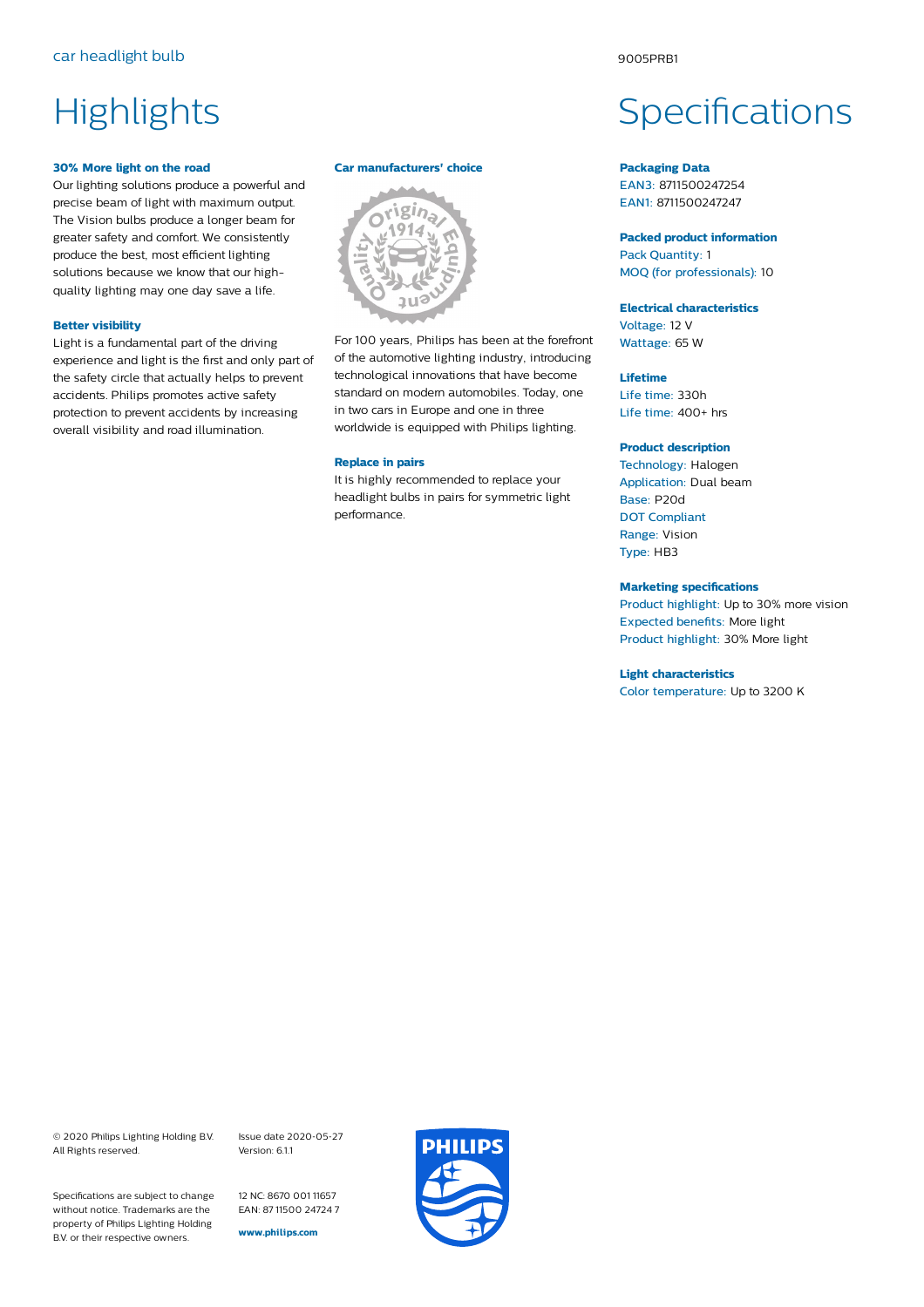car headlight bulb

9005PRB1

# Highlights

### 30% More light on the road

Our lighting solutions produce a powerful and precise beam of light with maximum output. The Vision bulbs produce a longer beam for greater safety and comfort. We consistently produce the best, most efficient lighting solutions because we know that our high-quality lighting may one day save a life.

### Better visibility

Light is a fundamental part of the driving experience and light is the first and only part of the safety circle that actually helps to prevent accidents. Philips promotes active safety protection to prevent accidents by increasing overall visibility and road illumination.

### Car manufacturers' choice

For 100 years, Philips has been at the forefront of the automotive lighting industry, introducing technological innovations that have become standard on modern automobiles. Today, one in two cars in Europe and one in three worldwide is equipped with Philips lighting.

### Replace in pairs

It is highly recommended to replace your headlight bulbs in pairs for symmetric light performance.

# Specifications

### Packaging Data

- EAN3: 8711500247254
- EAN1: 8711500247247

### Packed product information

- Pack Quantity: 1
- MOQ (for professionals): 10

### Electrical characteristics

- Voltage: 12 V
- Wattage: 65 W

### Lifetime

- Life time: 330h
- Life time: 400+ hrs

### Product description

- Technology: Halogen
- Application: Dual beam
- Base: P20d
- DOT Compliant
- Range: Vision
- Type: HB3

### Marketing specifications

- Product highlight: Up to 30% more vision
- Expected benefits: More light
- Product highlight: 30% More light

### Light characteristics

- Color temperature: Up to 3200 K

© 2020 Philips Lighting Holding B.V.
All Rights reserved.

Specifications are subject to change without notice. Trademarks are the property of Philips Lighting Holding B.V. or their respective owners.

Issue date 2020-05-27
Version: 6.1.1

12 NC: 8670 001 11657
EAN: 87 11500 24724 7

www.philips.com